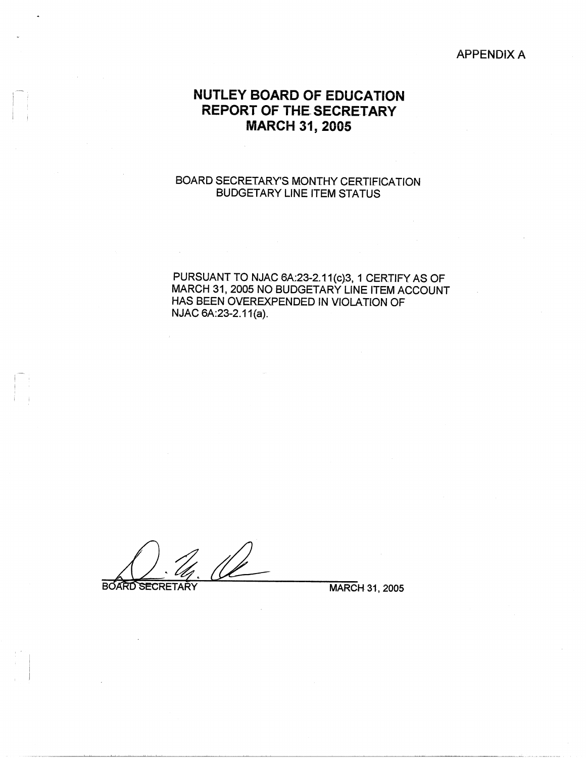APPENDIX A

# NUTLEY BOARD OF EDUCATION
# REPORT OF THE SECRETARY
# MARCH 31, 2005

BOARD SECRETARY'S MONTHY CERTIFICATION
BUDGETARY LINE ITEM STATUS

PURSUANT TO NJAC 6A:23-2.11(c)3, 1 CERTIFY AS OF MARCH 31, 2005 NO BUDGETARY LINE ITEM ACCOUNT HAS BEEN OVEREXPENDED IN VIOLATION OF NJAC 6A:23-2.11(a).

BOARD SECRETARY MARCH 31, 2005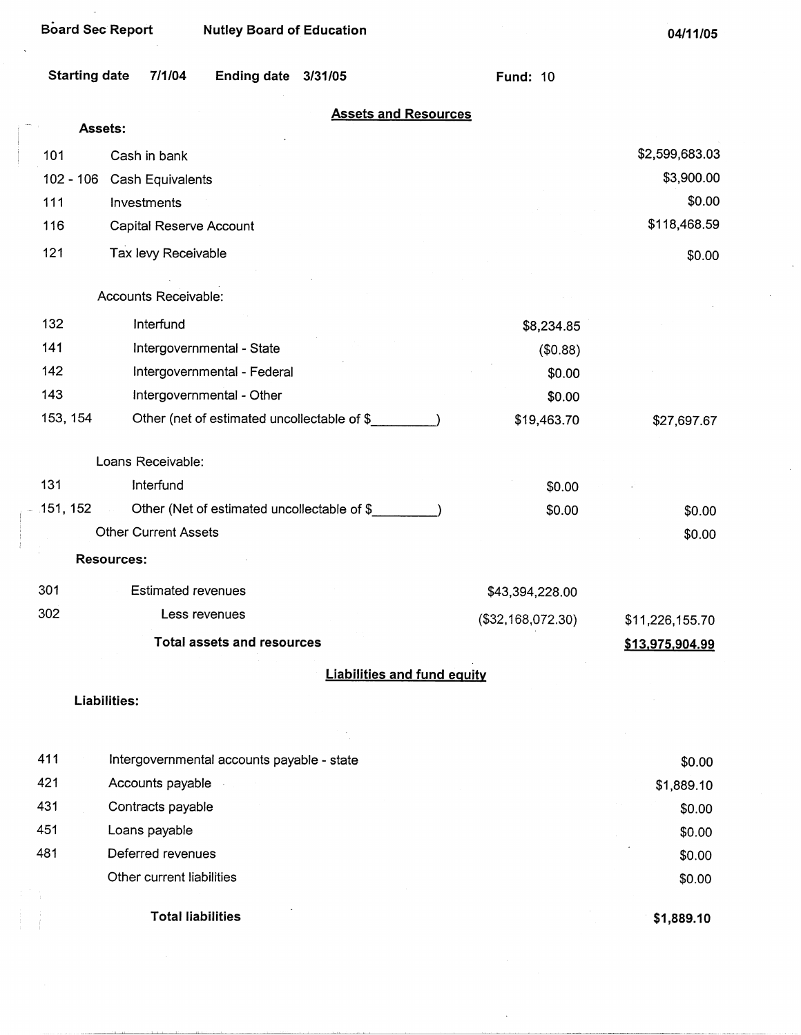Board Sec Report | Nutley Board of Education | 04/11/05

Starting date 7/1/04 | Ending date 3/31/05 | Fund: 10

## Assets and Resources

| Code | Description | | |
|---|---|---|---|
| **Assets:** | | | |
| 101 | Cash in bank | | $2,599,683.03 |
| 102 - 106 | Cash Equivalents | | $3,900.00 |
| 111 | Investments | | $0.00 |
| 116 | Capital Reserve Account | | $118,468.59 |
| 121 | Tax levy Receivable | | $0.00 |
| | Accounts Receivable: | | |
| 132 | Interfund | $8,234.85 | |
| 141 | Intergovernmental - State | ($0.88) | |
| 142 | Intergovernmental - Federal | $0.00 | |
| 143 | Intergovernmental - Other | $0.00 | |
| 153, 154 | Other (net of estimated uncollectable of $_________) | $19,463.70 | $27,697.67 |
| | Loans Receivable: | | |
| 131 | Interfund | $0.00 | |
| 151, 152 | Other (Net of estimated uncollectable of $_________) | $0.00 | $0.00 |
| | Other Current Assets | | $0.00 |
| **Resources:** | | | |
| 301 | Estimated revenues | $43,394,228.00 | |
| 302 | Less revenues | ($32,168,072.30) | $11,226,155.70 |
| | **Total assets and resources** | | **$13,975,904.99** |

## Liabilities and fund equity

| Code | Description | |
|---|---|---|
| **Liabilities:** | | |
| 411 | Intergovernmental accounts payable - state | $0.00 |
| 421 | Accounts payable | $1,889.10 |
| 431 | Contracts payable | $0.00 |
| 451 | Loans payable | $0.00 |
| 481 | Deferred revenues | $0.00 |
| | Other current liabilities | $0.00 |
| | **Total liabilities** | **$1,889.10** |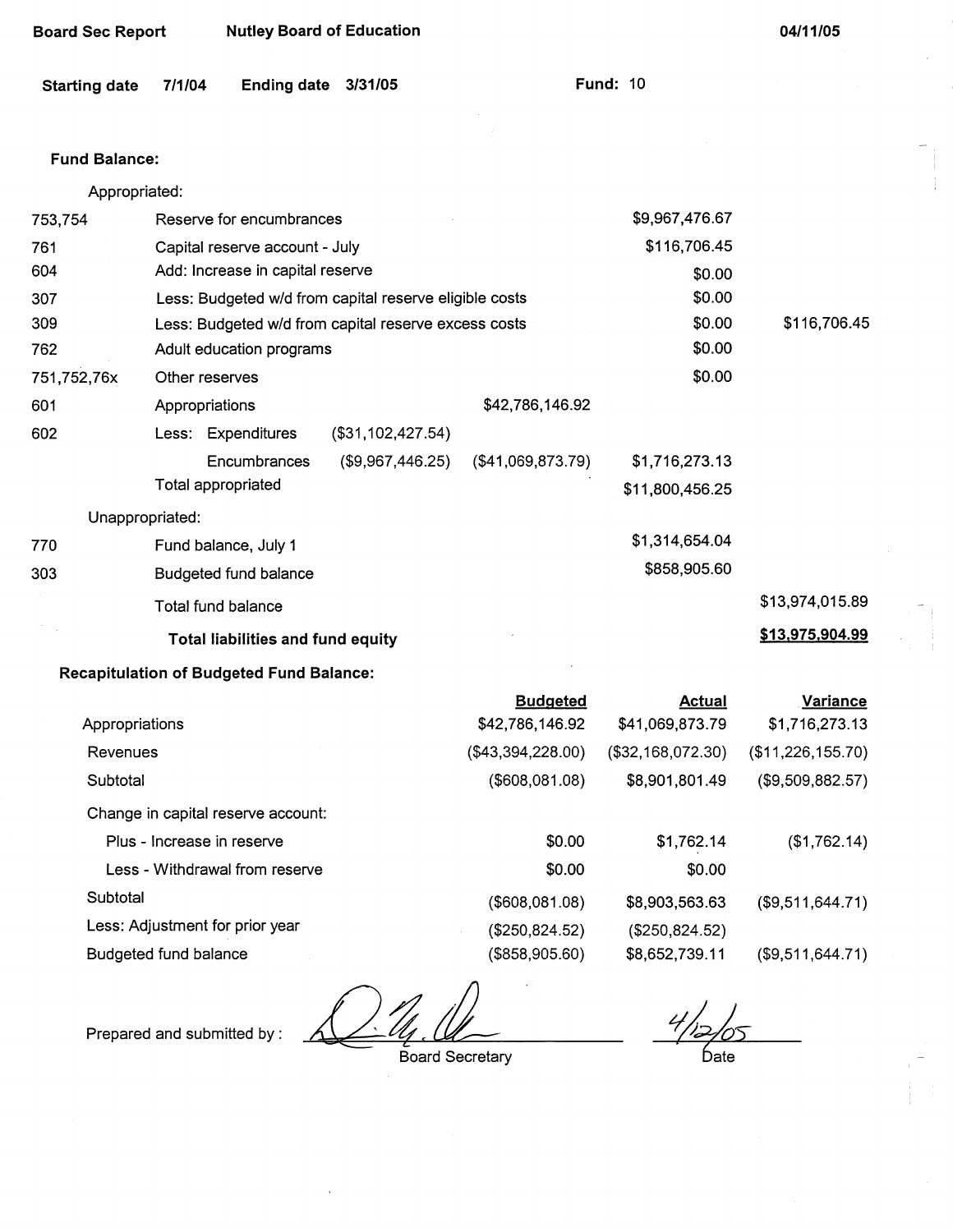**Board Sec Report** **Nutley Board of Education** **04/11/05**

**Starting date** 7/1/04 **Ending date** 3/31/05 **Fund:** 10

**Fund Balance:**

| | | | | | |
|---|---|---|---|---|---|
| | Appropriated: | | | | |
| 753,754 | Reserve for encumbrances | | | $9,967,476.67 | |
| 761 | Capital reserve account - July | | | $116,706.45 | |
| 604 | Add: Increase in capital reserve | | | $0.00 | |
| 307 | Less: Budgeted w/d from capital reserve eligible costs | | | $0.00 | |
| 309 | Less: Budgeted w/d from capital reserve excess costs | | | $0.00 | $116,706.45 |
| 762 | Adult education programs | | | $0.00 | |
| 751,752,76x | Other reserves | | | $0.00 | |
| 601 | Appropriations | | $42,786,146.92 | | |
| 602 | Less: Expenditures | ($31,102,427.54) | | | |
| | Encumbrances | ($9,967,446.25) | ($41,069,873.79) | $1,716,273.13 | |
| | Total appropriated | | | $11,800,456.25 | |
| | Unappropriated: | | | | |
| 770 | Fund balance, July 1 | | | $1,314,654.04 | |
| 303 | Budgeted fund balance | | | $858,905.60 | |
| | Total fund balance | | | | $13,974,015.89 |
| | **Total liabilities and fund equity** | | | | **$13,975,904.99** |

**Recapitulation of Budgeted Fund Balance:**

| | Budgeted | Actual | Variance |
|---|---|---|---|
| Appropriations | $42,786,146.92 | $41,069,873.79 | $1,716,273.13 |
| Revenues | ($43,394,228.00) | ($32,168,072.30) | ($11,226,155.70) |
| Subtotal | ($608,081.08) | $8,901,801.49 | ($9,509,882.57) |
| Change in capital reserve account: | | | |
| Plus - Increase in reserve | $0.00 | $1,762.14 | ($1,762.14) |
| Less - Withdrawal from reserve | $0.00 | $0.00 | |
| Subtotal | ($608,081.08) | $8,903,563.63 | ($9,511,644.71) |
| Less: Adjustment for prior year | ($250,824.52) | ($250,824.52) | |
| Budgeted fund balance | ($858,905.60) | $8,652,739.11 | ($9,511,644.71) |

Prepared and submitted by : ______________________ Board Secretary    4/12/05 Date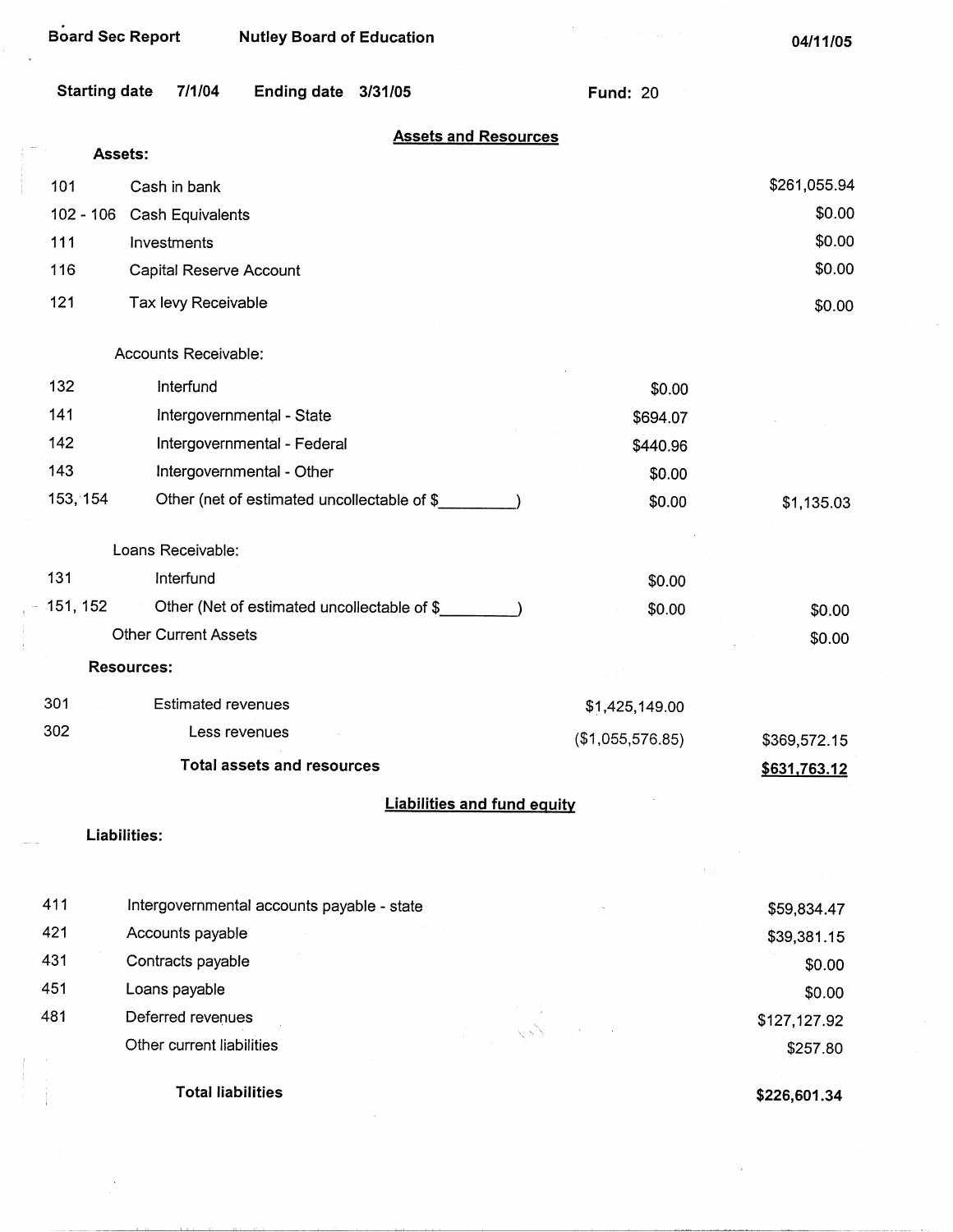Board Sec Report &nbsp;&nbsp;&nbsp;&nbsp; Nutley Board of Education &nbsp;&nbsp;&nbsp;&nbsp; 04/11/05

**Starting date** 7/1/04 &nbsp;&nbsp; **Ending date** 3/31/05 &nbsp;&nbsp; **Fund:** 20

## Assets and Resources

| Code | Description | | Amount |
|---|---|---|---|
| | **Assets:** | | |
| 101 | Cash in bank | | $261,055.94 |
| 102 - 106 | Cash Equivalents | | $0.00 |
| 111 | Investments | | $0.00 |
| 116 | Capital Reserve Account | | $0.00 |
| 121 | Tax levy Receivable | | $0.00 |
| | Accounts Receivable: | | |
| 132 | Interfund | $0.00 | |
| 141 | Intergovernmental - State | $694.07 | |
| 142 | Intergovernmental - Federal | $440.96 | |
| 143 | Intergovernmental - Other | $0.00 | |
| 153, 154 | Other (net of estimated uncollectable of $_________) | $0.00 | $1,135.03 |
| | Loans Receivable: | | |
| 131 | Interfund | $0.00 | |
| 151, 152 | Other (Net of estimated uncollectable of $_________) | $0.00 | $0.00 |
| | Other Current Assets | | $0.00 |
| | **Resources:** | | |
| 301 | Estimated revenues | $1,425,149.00 | |
| 302 | Less revenues | ($1,055,576.85) | $369,572.15 |
| | **Total assets and resources** | | **$631,763.12** |

## Liabilities and fund equity

| Code | Description | Amount |
|---|---|---|
| | **Liabilities:** | |
| 411 | Intergovernmental accounts payable - state | $59,834.47 |
| 421 | Accounts payable | $39,381.15 |
| 431 | Contracts payable | $0.00 |
| 451 | Loans payable | $0.00 |
| 481 | Deferred revenues | $127,127.92 |
| | Other current liabilities | $257.80 |
| | **Total liabilities** | **$226,601.34** |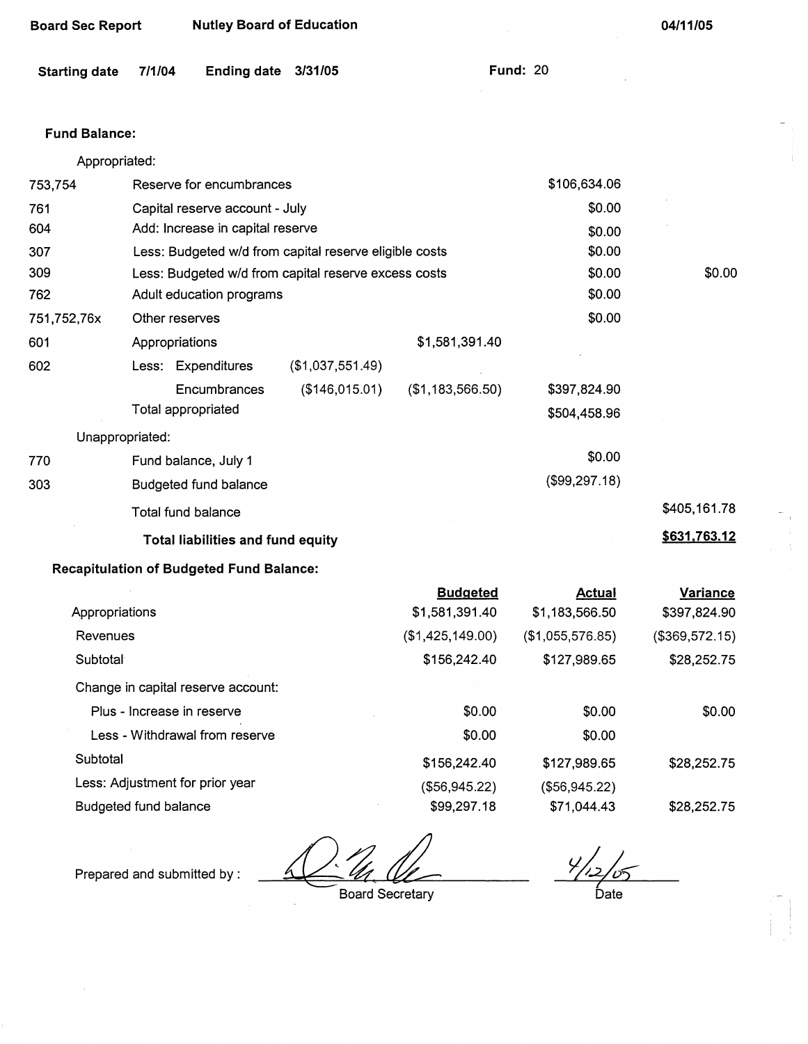Board Sec Report　　Nutley Board of Education　　04/11/05

Starting date 7/1/04　　Ending date 3/31/05　　Fund: 20

**Fund Balance:**

| Code | Description | | | | |
|---|---|---|---|---|---|
| | Appropriated: | | | | |
| 753,754 | Reserve for encumbrances | | | $106,634.06 | |
| 761 | Capital reserve account - July | | | $0.00 | |
| 604 | Add: Increase in capital reserve | | | $0.00 | |
| 307 | Less: Budgeted w/d from capital reserve eligible costs | | | $0.00 | |
| 309 | Less: Budgeted w/d from capital reserve excess costs | | | $0.00 | $0.00 |
| 762 | Adult education programs | | | $0.00 | |
| 751,752,76x | Other reserves | | | $0.00 | |
| 601 | Appropriations | | $1,581,391.40 | | |
| 602 | Less: Expenditures | ($1,037,551.49) | | | |
| | Encumbrances | ($146,015.01) | ($1,183,566.50) | $397,824.90 | |
| | Total appropriated | | | $504,458.96 | |
| | Unappropriated: | | | | |
| 770 | Fund balance, July 1 | | | $0.00 | |
| 303 | Budgeted fund balance | | | ($99,297.18) | |
| | Total fund balance | | | | $405,161.78 |
| | **Total liabilities and fund equity** | | | | **$631,763.12** |

**Recapitulation of Budgeted Fund Balance:**

| | Budgeted | Actual | Variance |
|---|---|---|---|
| Appropriations | $1,581,391.40 | $1,183,566.50 | $397,824.90 |
| Revenues | ($1,425,149.00) | ($1,055,576.85) | ($369,572.15) |
| Subtotal | $156,242.40 | $127,989.65 | $28,252.75 |
| Change in capital reserve account: | | | |
| Plus - Increase in reserve | $0.00 | $0.00 | $0.00 |
| Less - Withdrawal from reserve | $0.00 | $0.00 | |
| Subtotal | $156,242.40 | $127,989.65 | $28,252.75 |
| Less: Adjustment for prior year | ($56,945.22) | ($56,945.22) | |
| Budgeted fund balance | $99,297.18 | $71,044.43 | $28,252.75 |

Prepared and submitted by : ______________________ Board Secretary　　4/12/05 Date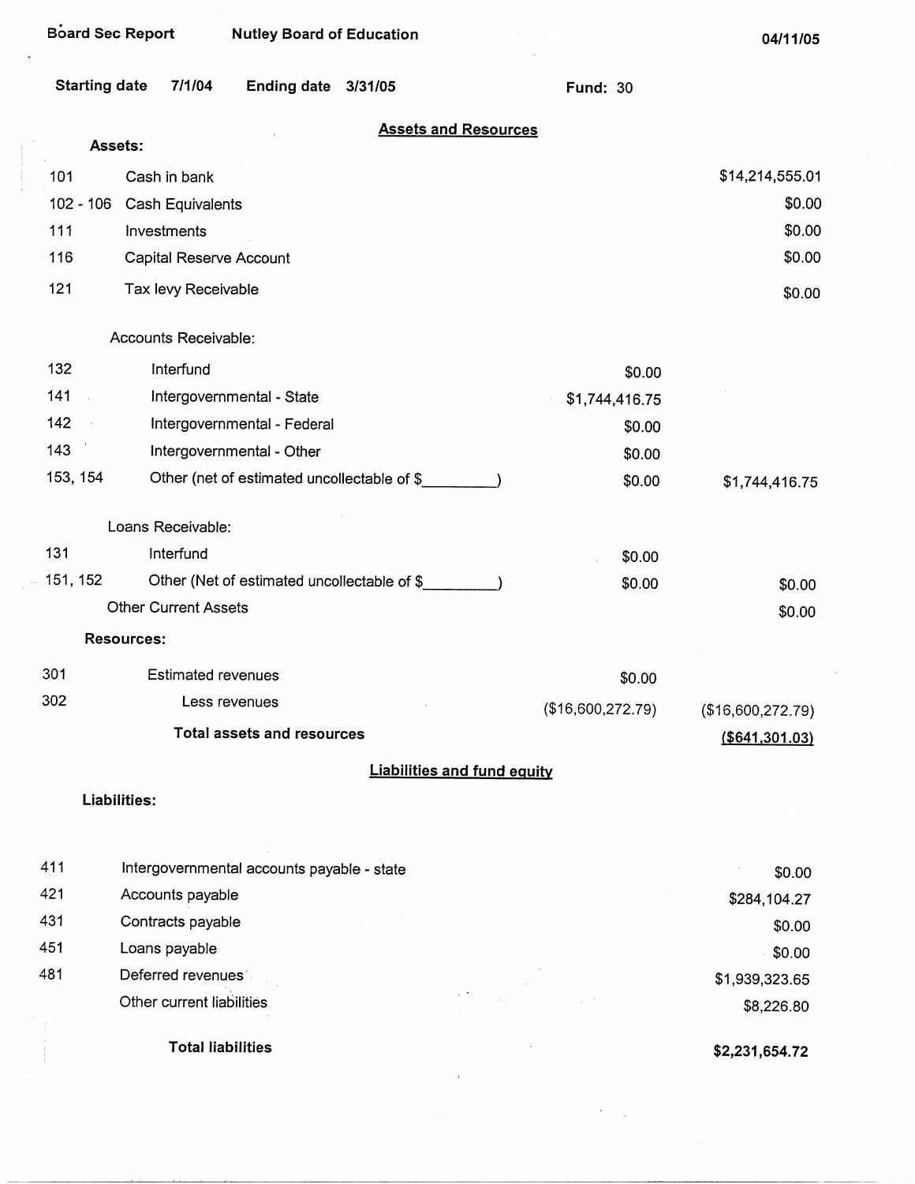Board Sec Report　　Nutley Board of Education　　04/11/05

Starting date 7/1/04　　Ending date 3/31/05　　Fund: 30

## Assets and Resources

**Assets:**

| Code | Description | | Amount |
|---|---|---|---|
| 101 | Cash in bank | | $14,214,555.01 |
| 102 - 106 | Cash Equivalents | | $0.00 |
| 111 | Investments | | $0.00 |
| 116 | Capital Reserve Account | | $0.00 |
| 121 | Tax levy Receivable | | $0.00 |
| | Accounts Receivable: | | |
| 132 | Interfund | $0.00 | |
| 141 | Intergovernmental - State | $1,744,416.75 | |
| 142 | Intergovernmental - Federal | $0.00 | |
| 143 | Intergovernmental - Other | $0.00 | |
| 153, 154 | Other (net of estimated uncollectable of $_________) | $0.00 | $1,744,416.75 |
| | Loans Receivable: | | |
| 131 | Interfund | $0.00 | |
| 151, 152 | Other (Net of estimated uncollectable of $_________) | $0.00 | $0.00 |
| | Other Current Assets | | $0.00 |
| | **Resources:** | | |
| 301 | Estimated revenues | $0.00 | |
| 302 | Less revenues | ($16,600,272.79) | ($16,600,272.79) |
| | **Total assets and resources** | | **($641,301.03)** |

## Liabilities and fund equity

**Liabilities:**

| Code | Description | Amount |
|---|---|---|
| 411 | Intergovernmental accounts payable - state | $0.00 |
| 421 | Accounts payable | $284,104.27 |
| 431 | Contracts payable | $0.00 |
| 451 | Loans payable | $0.00 |
| 481 | Deferred revenues | $1,939,323.65 |
| | Other current liabilities | $8,226.80 |
| | **Total liabilities** | **$2,231,654.72** |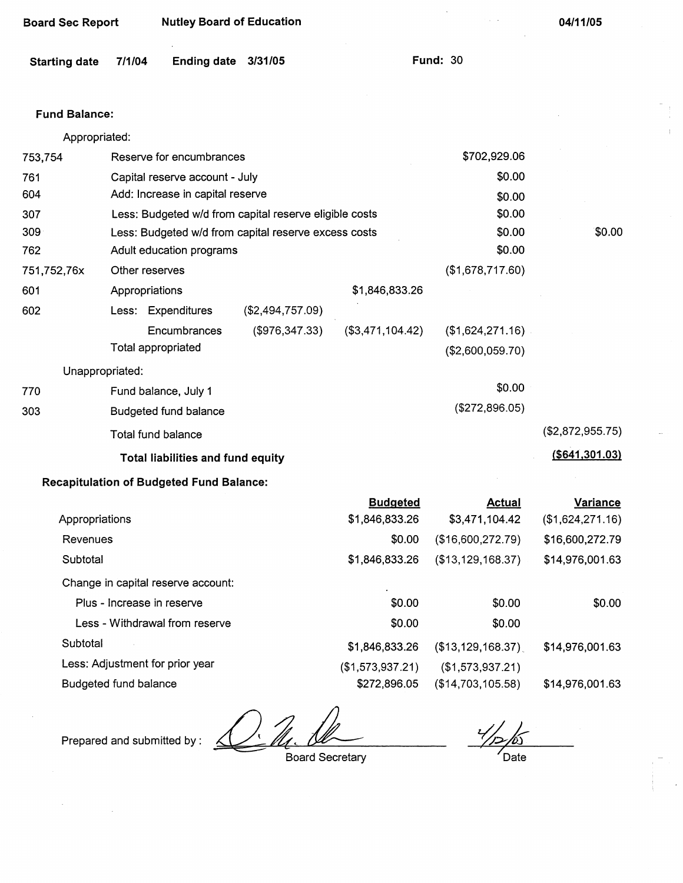Board Sec Report | Nutley Board of Education | 04/11/05

**Starting date** 7/1/04 **Ending date** 3/31/05 **Fund:** 30

**Fund Balance:**

Appropriated:

| Code | Description | | | | |
|---|---|---|---|---|---|
| 753,754 | Reserve for encumbrances | | | $702,929.06 | |
| 761 | Capital reserve account - July | | | $0.00 | |
| 604 | Add: Increase in capital reserve | | | $0.00 | |
| 307 | Less: Budgeted w/d from capital reserve eligible costs | | | $0.00 | |
| 309 | Less: Budgeted w/d from capital reserve excess costs | | | $0.00 | $0.00 |
| 762 | Adult education programs | | | $0.00 | |
| 751,752,76x | Other reserves | | | ($1,678,717.60) | |
| 601 | Appropriations | | $1,846,833.26 | | |
| 602 | Less: Expenditures | ($2,494,757.09) | | | |
| | Encumbrances | ($976,347.33) | ($3,471,104.42) | ($1,624,271.16) | |
| | Total appropriated | | | ($2,600,059.70) | |

Unappropriated:

| Code | Description | | |
|---|---|---|---|
| 770 | Fund balance, July 1 | $0.00 | |
| 303 | Budgeted fund balance | ($272,896.05) | |
| | Total fund balance | | ($2,872,955.75) |
| | **Total liabilities and fund equity** | | **($641,301.03)** |

**Recapitulation of Budgeted Fund Balance:**

| | Budgeted | Actual | Variance |
|---|---|---|---|
| Appropriations | $1,846,833.26 | $3,471,104.42 | ($1,624,271.16) |
| Revenues | $0.00 | ($16,600,272.79) | $16,600,272.79 |
| Subtotal | $1,846,833.26 | ($13,129,168.37) | $14,976,001.63 |
| Change in capital reserve account: | | | |
| Plus - Increase in reserve | $0.00 | $0.00 | $0.00 |
| Less - Withdrawal from reserve | $0.00 | $0.00 | |
| Subtotal | $1,846,833.26 | ($13,129,168.37) | $14,976,001.63 |
| Less: Adjustment for prior year | ($1,573,937.21) | ($1,573,937.21) | |
| Budgeted fund balance | $272,896.05 | ($14,703,105.58) | $14,976,001.63 |

Prepared and submitted by : _______________ Board Secretary    4/12/05 Date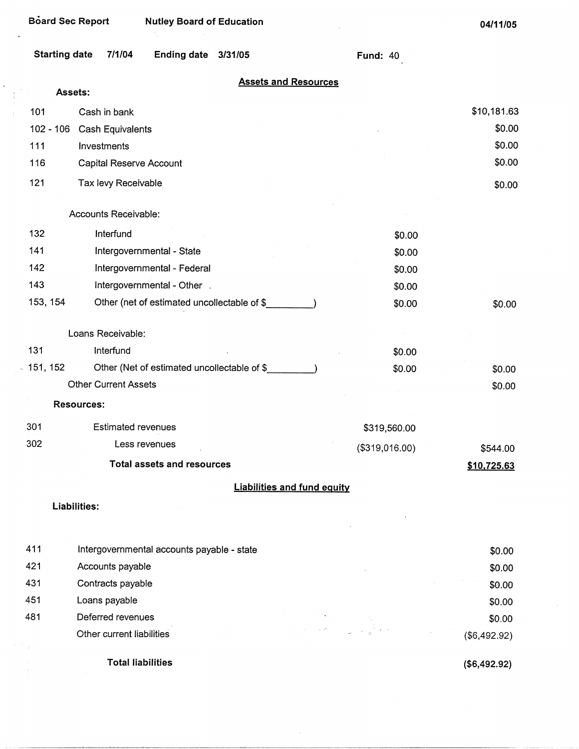Board Sec Report | Nutley Board of Education | 04/11/05

**Starting date** 7/1/04 **Ending date** 3/31/05 **Fund:** 40

## Assets and Resources

**Assets:**

| Code | Description | | Amount |
|---|---|---|---|
| 101 | Cash in bank | | $10,181.63 |
| 102 - 106 | Cash Equivalents | | $0.00 |
| 111 | Investments | | $0.00 |
| 116 | Capital Reserve Account | | $0.00 |
| 121 | Tax levy Receivable | | $0.00 |
| | Accounts Receivable: | | |
| 132 | Interfund | $0.00 | |
| 141 | Intergovernmental - State | $0.00 | |
| 142 | Intergovernmental - Federal | $0.00 | |
| 143 | Intergovernmental - Other | $0.00 | |
| 153, 154 | Other (net of estimated uncollectable of $_________) | $0.00 | $0.00 |
| | Loans Receivable: | | |
| 131 | Interfund | $0.00 | |
| 151, 152 | Other (Net of estimated uncollectable of $_________) | $0.00 | $0.00 |
| | Other Current Assets | | $0.00 |
| | **Resources:** | | |
| 301 | Estimated revenues | $319,560.00 | |
| 302 | Less revenues | ($319,016.00) | $544.00 |
| | **Total assets and resources** | | **$10,725.63** |

## Liabilities and fund equity

**Liabilities:**

| Code | Description | Amount |
|---|---|---|
| 411 | Intergovernmental accounts payable - state | $0.00 |
| 421 | Accounts payable | $0.00 |
| 431 | Contracts payable | $0.00 |
| 451 | Loans payable | $0.00 |
| 481 | Deferred revenues | $0.00 |
| | Other current liabilities | ($6,492.92) |
| | **Total liabilities** | **($6,492.92)** |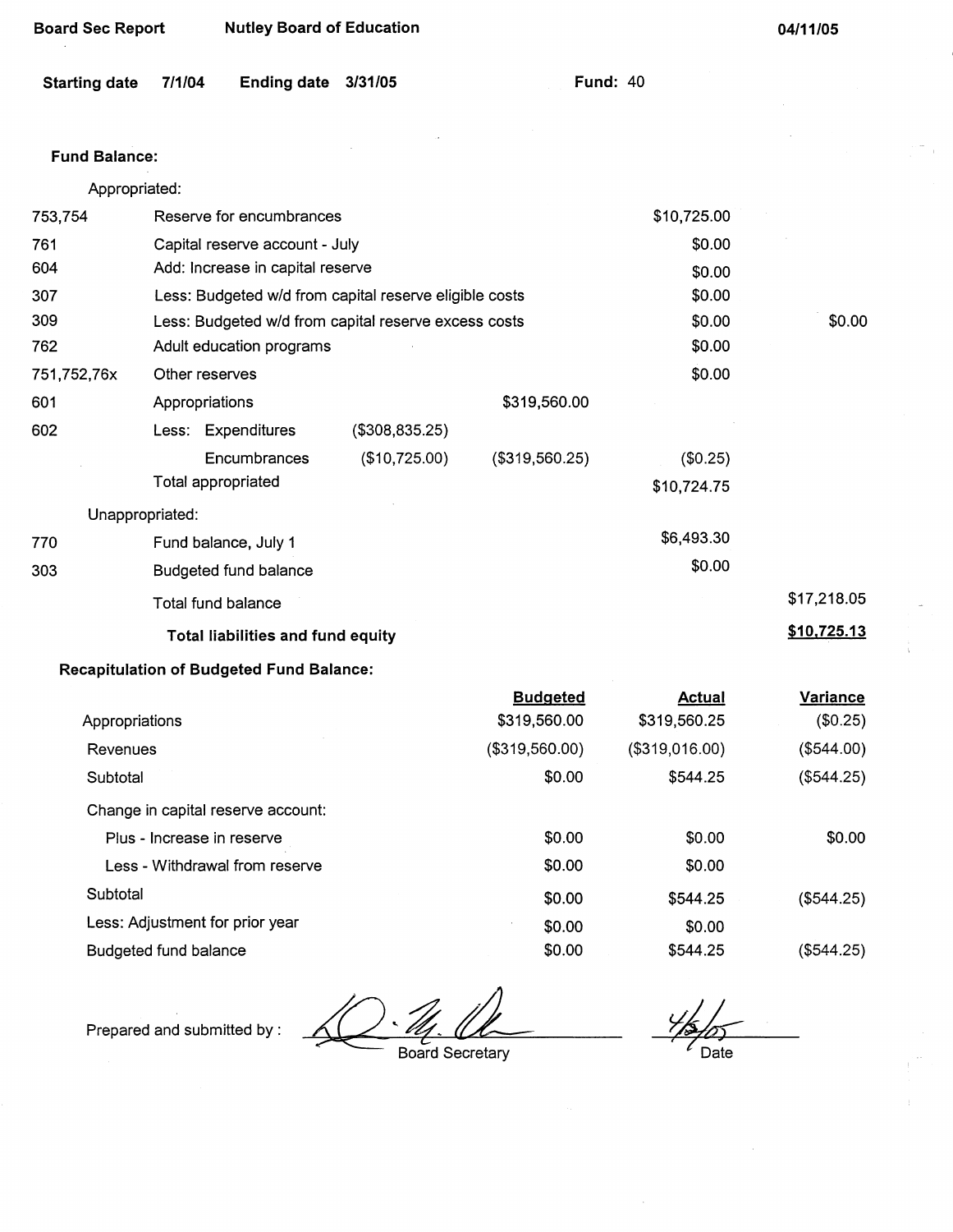**Board Sec Report** **Nutley Board of Education** **04/11/05**

**Starting date** 7/1/04 **Ending date** 3/31/05 **Fund:** 40

**Fund Balance:**

| | | | | | |
|---|---|---|---|---|---|
| | Appropriated: | | | | |
| 753,754 | Reserve for encumbrances | | | $10,725.00 | |
| 761 | Capital reserve account - July | | | $0.00 | |
| 604 | Add: Increase in capital reserve | | | $0.00 | |
| 307 | Less: Budgeted w/d from capital reserve eligible costs | | | $0.00 | |
| 309 | Less: Budgeted w/d from capital reserve excess costs | | | $0.00 | $0.00 |
| 762 | Adult education programs | | | $0.00 | |
| 751,752,76x | Other reserves | | | $0.00 | |
| 601 | Appropriations | | $319,560.00 | | |
| 602 | Less: Expenditures | ($308,835.25) | | | |
| | Encumbrances | ($10,725.00) | ($319,560.25) | ($0.25) | |
| | Total appropriated | | | $10,724.75 | |
| | Unappropriated: | | | | |
| 770 | Fund balance, July 1 | | | $6,493.30 | |
| 303 | Budgeted fund balance | | | $0.00 | |
| | Total fund balance | | | | $17,218.05 |
| | **Total liabilities and fund equity** | | | | **$10,725.13** |

**Recapitulation of Budgeted Fund Balance:**

| | Budgeted | Actual | Variance |
|---|---|---|---|
| Appropriations | $319,560.00 | $319,560.25 | ($0.25) |
| Revenues | ($319,560.00) | ($319,016.00) | ($544.00) |
| Subtotal | $0.00 | $544.25 | ($544.25) |
| Change in capital reserve account: | | | |
| Plus - Increase in reserve | $0.00 | $0.00 | $0.00 |
| Less - Withdrawal from reserve | $0.00 | $0.00 | |
| Subtotal | $0.00 | $544.25 | ($544.25) |
| Less: Adjustment for prior year | $0.00 | $0.00 | |
| Budgeted fund balance | $0.00 | $544.25 | ($544.25) |

Prepared and submitted by : _______________ Board Secretary     4/8/05 Date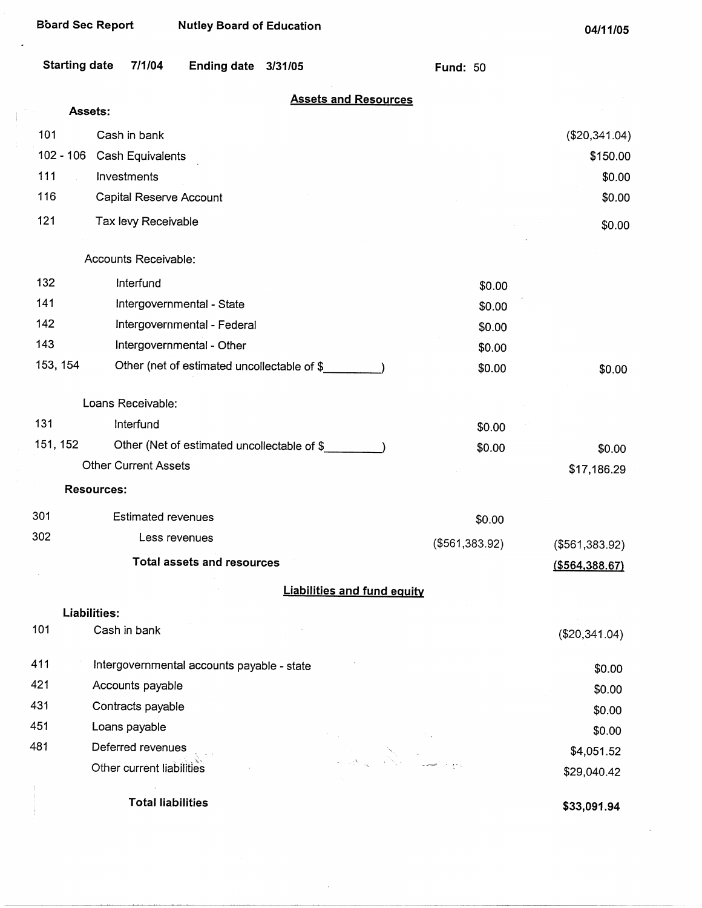Board Sec Report    Nutley Board of Education    04/11/05

Starting date 7/1/04    Ending date 3/31/05    Fund: 50

## Assets and Resources

| | | | |
|---|---|---|---|
| **Assets:** | | | |
| 101 | Cash in bank | | ($20,341.04) |
| 102 - 106 | Cash Equivalents | | $150.00 |
| 111 | Investments | | $0.00 |
| 116 | Capital Reserve Account | | $0.00 |
| 121 | Tax levy Receivable | | $0.00 |
| | Accounts Receivable: | | |
| 132 | Interfund | $0.00 | |
| 141 | Intergovernmental - State | $0.00 | |
| 142 | Intergovernmental - Federal | $0.00 | |
| 143 | Intergovernmental - Other | $0.00 | |
| 153, 154 | Other (net of estimated uncollectable of $\_\_\_\_\_\_\_\_\_) | $0.00 | $0.00 |
| | Loans Receivable: | | |
| 131 | Interfund | $0.00 | |
| 151, 152 | Other (Net of estimated uncollectable of $\_\_\_\_\_\_\_\_\_) | $0.00 | $0.00 |
| | Other Current Assets | | $17,186.29 |
| **Resources:** | | | |
| 301 | Estimated revenues | $0.00 | |
| 302 | Less revenues | ($561,383.92) | ($561,383.92) |
| | **Total assets and resources** | | **($564,388.67)** |

## Liabilities and fund equity

| | | |
|---|---|---|
| **Liabilities:** | | |
| 101 | Cash in bank | ($20,341.04) |
| 411 | Intergovernmental accounts payable - state | $0.00 |
| 421 | Accounts payable | $0.00 |
| 431 | Contracts payable | $0.00 |
| 451 | Loans payable | $0.00 |
| 481 | Deferred revenues | $4,051.52 |
| | Other current liabilities | $29,040.42 |
| | **Total liabilities** | **$33,091.94** |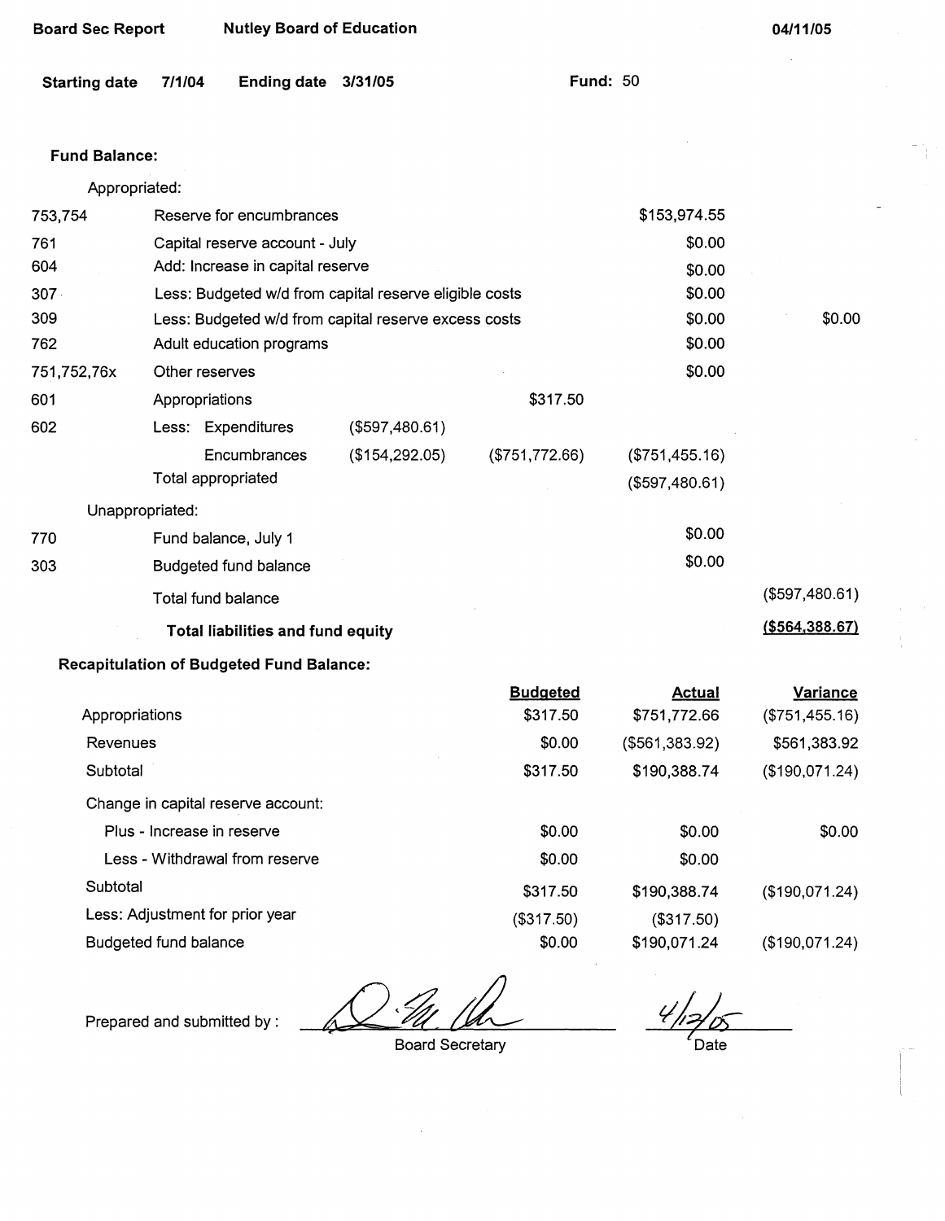**Board Sec Report** **Nutley Board of Education** **04/11/05**

**Starting date** 7/1/04 **Ending date** 3/31/05 **Fund:** 50

**Fund Balance:**

| Code | Description | | | | |
|---|---|---|---|---|---|
| | Appropriated: | | | | |
| 753,754 | Reserve for encumbrances | | | $153,974.55 | |
| 761 | Capital reserve account - July | | | $0.00 | |
| 604 | Add: Increase in capital reserve | | | $0.00 | |
| 307 | Less: Budgeted w/d from capital reserve eligible costs | | | $0.00 | |
| 309 | Less: Budgeted w/d from capital reserve excess costs | | | $0.00 | $0.00 |
| 762 | Adult education programs | | | $0.00 | |
| 751,752,76x | Other reserves | | | $0.00 | |
| 601 | Appropriations | | $317.50 | | |
| 602 | Less: Expenditures | ($597,480.61) | | | |
| | Encumbrances | ($154,292.05) | ($751,772.66) | ($751,455.16) | |
| | Total appropriated | | | ($597,480.61) | |
| | Unappropriated: | | | | |
| 770 | Fund balance, July 1 | | | $0.00 | |
| 303 | Budgeted fund balance | | | $0.00 | |
| | Total fund balance | | | | ($597,480.61) |
| | **Total liabilities and fund equity** | | | | **($564,388.67)** |

**Recapitulation of Budgeted Fund Balance:**

| | Budgeted | Actual | Variance |
|---|---|---|---|
| Appropriations | $317.50 | $751,772.66 | ($751,455.16) |
| Revenues | $0.00 | ($561,383.92) | $561,383.92 |
| Subtotal | $317.50 | $190,388.74 | ($190,071.24) |
| Change in capital reserve account: | | | |
| Plus - Increase in reserve | $0.00 | $0.00 | $0.00 |
| Less - Withdrawal from reserve | $0.00 | $0.00 | |
| Subtotal | $317.50 | $190,388.74 | ($190,071.24) |
| Less: Adjustment for prior year | ($317.50) | ($317.50) | |
| Budgeted fund balance | $0.00 | $190,071.24 | ($190,071.24) |

Prepared and submitted by : _________________ Board Secretary    4/12/05 Date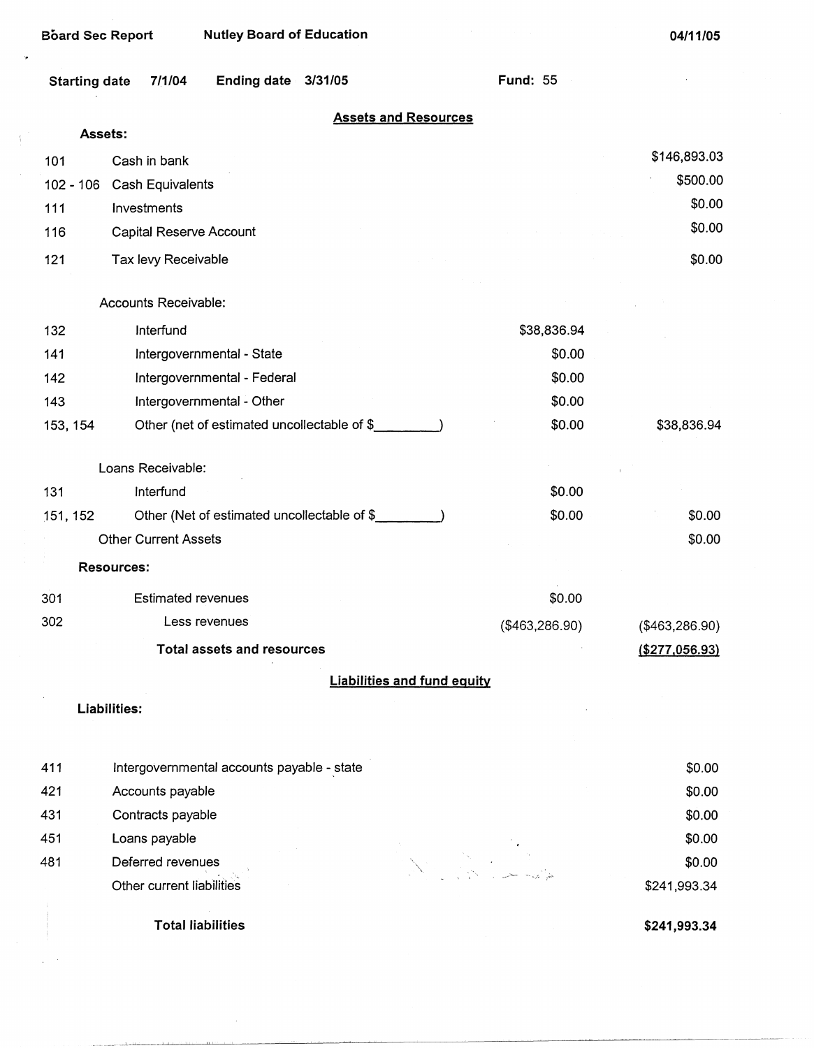Board Sec Report Nutley Board of Education 04/11/05

Starting date 7/1/04 Ending date 3/31/05 Fund: 55

## Assets and Resources

**Assets:**

| Code | Description | | Amount |
|---|---|---|---|
| 101 | Cash in bank | | $146,893.03 |
| 102 - 106 | Cash Equivalents | | $500.00 |
| 111 | Investments | | $0.00 |
| 116 | Capital Reserve Account | | $0.00 |
| 121 | Tax levy Receivable | | $0.00 |
| | Accounts Receivable: | | |
| 132 | Interfund | $38,836.94 | |
| 141 | Intergovernmental - State | $0.00 | |
| 142 | Intergovernmental - Federal | $0.00 | |
| 143 | Intergovernmental - Other | $0.00 | |
| 153, 154 | Other (net of estimated uncollectable of $_________) | $0.00 | $38,836.94 |
| | Loans Receivable: | | |
| 131 | Interfund | $0.00 | |
| 151, 152 | Other (Net of estimated uncollectable of $_________) | $0.00 | $0.00 |
| | Other Current Assets | | $0.00 |

**Resources:**

| Code | Description | | Amount |
|---|---|---|---|
| 301 | Estimated revenues | $0.00 | |
| 302 | Less revenues | ($463,286.90) | ($463,286.90) |
| | **Total assets and resources** | | ($277,056.93) |

## Liabilities and fund equity

**Liabilities:**

| Code | Description | Amount |
|---|---|---|
| 411 | Intergovernmental accounts payable - state | $0.00 |
| 421 | Accounts payable | $0.00 |
| 431 | Contracts payable | $0.00 |
| 451 | Loans payable | $0.00 |
| 481 | Deferred revenues | $0.00 |
| | Other current liabilities | $241,993.34 |
| | **Total liabilities** | **$241,993.34** |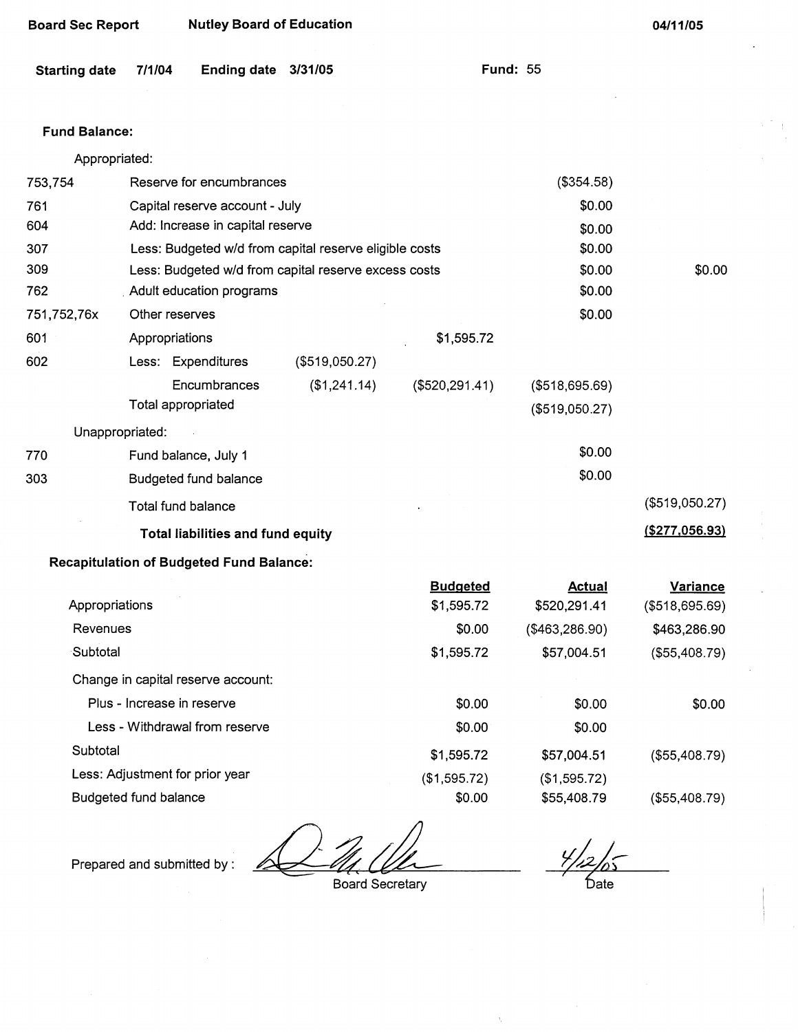**Board Sec Report** **Nutley Board of Education** **04/11/05**

**Starting date** 7/1/04 **Ending date** 3/31/05 **Fund:** 55

**Fund Balance:**

| | | | | | |
|---|---|---|---|---|---|
| | Appropriated: | | | | |
| 753,754 | Reserve for encumbrances | | | ($354.58) | |
| 761 | Capital reserve account - July | | | $0.00 | |
| 604 | Add: Increase in capital reserve | | | $0.00 | |
| 307 | Less: Budgeted w/d from capital reserve eligible costs | | | $0.00 | |
| 309 | Less: Budgeted w/d from capital reserve excess costs | | | $0.00 | $0.00 |
| 762 | Adult education programs | | | $0.00 | |
| 751,752,76x | Other reserves | | | $0.00 | |
| 601 | Appropriations | | $1,595.72 | | |
| 602 | Less: Expenditures | ($519,050.27) | | | |
| | Encumbrances | ($1,241.14) | ($520,291.41) | ($518,695.69) | |
| | Total appropriated | | | ($519,050.27) | |
| | Unappropriated: | | | | |
| 770 | Fund balance, July 1 | | | $0.00 | |
| 303 | Budgeted fund balance | | | $0.00 | |
| | Total fund balance | | | | ($519,050.27) |
| | **Total liabilities and fund equity** | | | | **($277,056.93)** |

**Recapitulation of Budgeted Fund Balance:**

| | Budgeted | Actual | Variance |
|---|---|---|---|
| Appropriations | $1,595.72 | $520,291.41 | ($518,695.69) |
| Revenues | $0.00 | ($463,286.90) | $463,286.90 |
| Subtotal | $1,595.72 | $57,004.51 | ($55,408.79) |
| Change in capital reserve account: | | | |
| Plus - Increase in reserve | $0.00 | $0.00 | $0.00 |
| Less - Withdrawal from reserve | $0.00 | $0.00 | |
| Subtotal | $1,595.72 | $57,004.51 | ($55,408.79) |
| Less: Adjustment for prior year | ($1,595.72) | ($1,595.72) | |
| Budgeted fund balance | $0.00 | $55,408.79 | ($55,408.79) |

Prepared and submitted by : ______________________ Board Secretary &nbsp;&nbsp;&nbsp; 4/12/05 Date